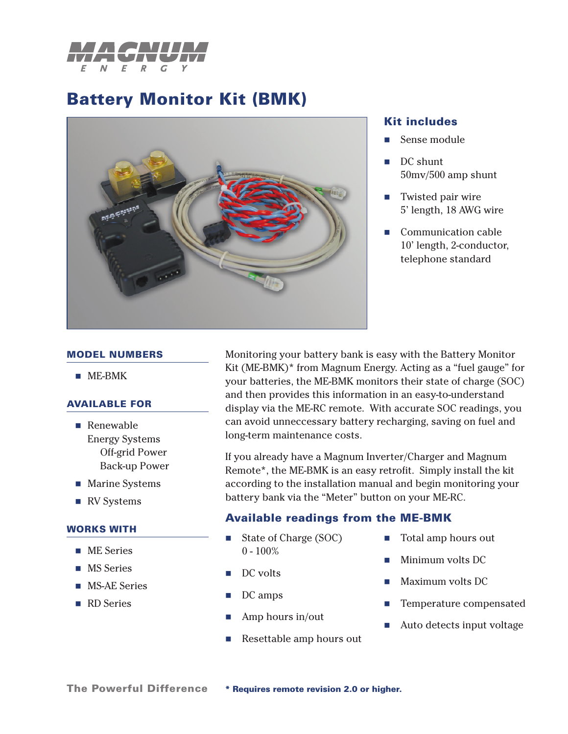MAGNUM ENERGY

# Battery Monitor Kit (BMK)

## Kit includes

- Sense module
- DC shunt
  50mv/500 amp shunt
- Twisted pair wire
  5' length, 18 AWG wire
- Communication cable
  10' length, 2-conductor, telephone standard

## MODEL NUMBERS

- ME-BMK

## AVAILABLE FOR

- Renewable Energy Systems
  - Off-grid Power
  - Back-up Power
- Marine Systems
- RV Systems

## WORKS WITH

- ME Series
- MS Series
- MS-AE Series
- RD Series

Monitoring your battery bank is easy with the Battery Monitor Kit (ME-BMK)* from Magnum Energy. Acting as a "fuel gauge" for your batteries, the ME-BMK monitors their state of charge (SOC) and then provides this information in an easy-to-understand display via the ME-RC remote. With accurate SOC readings, you can avoid unneccessary battery recharging, saving on fuel and long-term maintenance costs.

If you already have a Magnum Inverter/Charger and Magnum Remote*, the ME-BMK is an easy retrofit. Simply install the kit according to the installation manual and begin monitoring your battery bank via the "Meter" button on your ME-RC.

## Available readings from the ME-BMK

- State of Charge (SOC)
  0 - 100%
- DC volts
- DC amps
- Amp hours in/out
- Resettable amp hours out
- Total amp hours out
- Minimum volts DC
- Maximum volts DC
- Temperature compensated
- Auto detects input voltage

The Powerful Difference

**\* Requires remote revision 2.0 or higher.**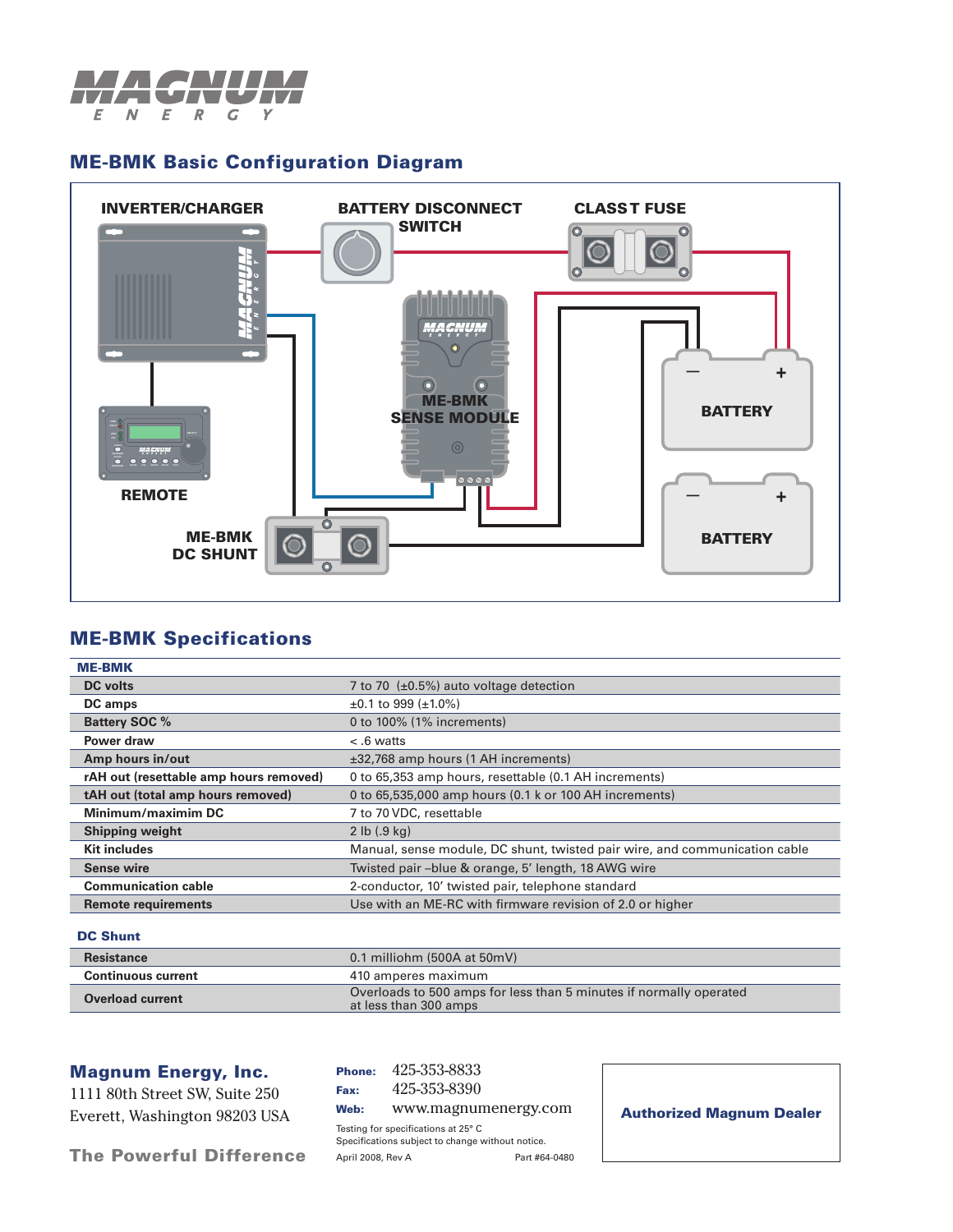MAGNUM ENERGY

## ME-BMK Basic Configuration Diagram

INVERTER/CHARGER

BATTERY DISCONNECT SWITCH

CLASS T FUSE

ME-BMK SENSE MODULE

BATTERY

BATTERY

REMOTE

ME-BMK DC SHUNT

## ME-BMK Specifications

| | |
|---|---|
| **ME-BMK** | |
| **DC volts** | 7 to 70 (±0.5%) auto voltage detection |
| **DC amps** | ±0.1 to 999 (±1.0%) |
| **Battery SOC %** | 0 to 100% (1% increments) |
| **Power draw** | < .6 watts |
| **Amp hours in/out** | ±32,768 amp hours (1 AH increments) |
| **rAH out (resettable amp hours removed)** | 0 to 65,353 amp hours, resettable (0.1 AH increments) |
| **tAH out (total amp hours removed)** | 0 to 65,535,000 amp hours (0.1 k or 100 AH increments) |
| **Minimum/maximim DC** | 7 to 70 VDC, resettable |
| **Shipping weight** | 2 lb (.9 kg) |
| **Kit includes** | Manual, sense module, DC shunt, twisted pair wire, and communication cable |
| **Sense wire** | Twisted pair –blue & orange, 5' length, 18 AWG wire |
| **Communication cable** | 2-conductor, 10' twisted pair, telephone standard |
| **Remote requirements** | Use with an ME-RC with firmware revision of 2.0 or higher |

| | |
|---|---|
| **DC Shunt** | |
| **Resistance** | 0.1 milliohm (500A at 50mV) |
| **Continuous current** | 410 amperes maximum |
| **Overload current** | Overloads to 500 amps for less than 5 minutes if normally operated at less than 300 amps |

**Magnum Energy, Inc.**
1111 80th Street SW, Suite 250
Everett, Washington 98203 USA

**The Powerful Difference**

**Phone:** 425-353-8833
**Fax:** 425-353-8390
**Web:** www.magnumenergy.com

Testing for specifications at 25° C
Specifications subject to change without notice.
April 2008, Rev A    Part #64-0480

**Authorized Magnum Dealer**